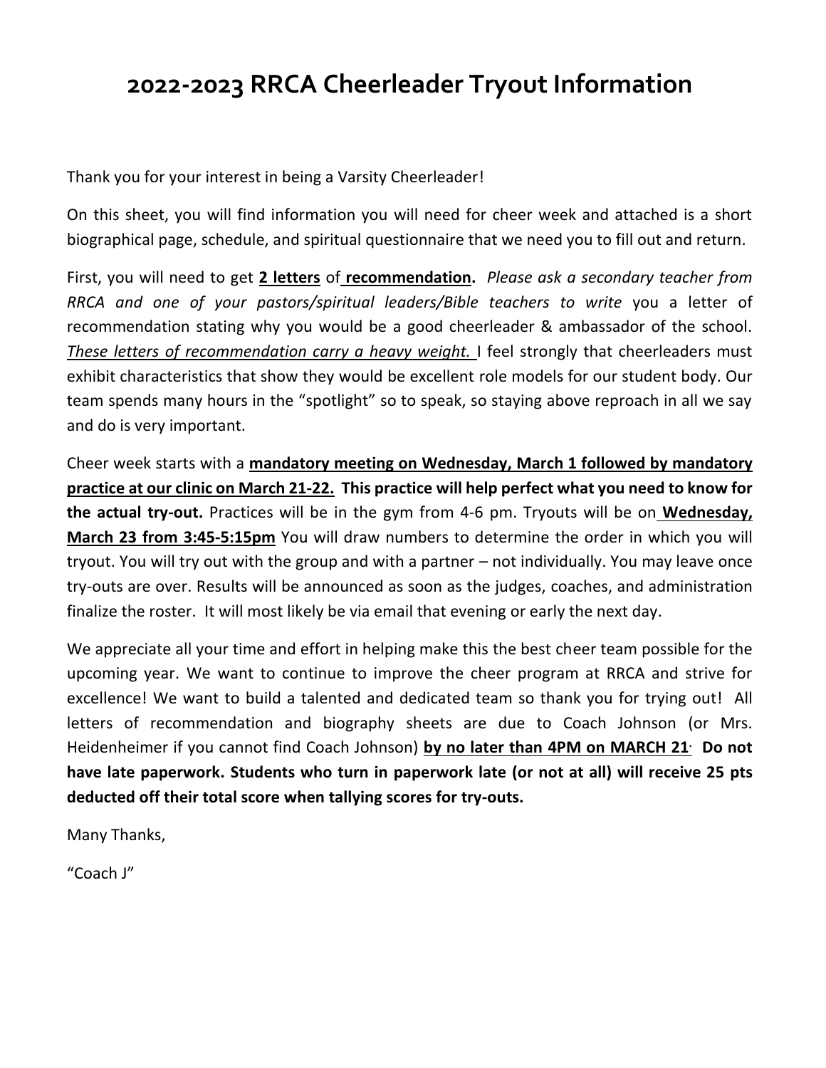# 2022-2023 RRCA Cheerleader Tryout Information

Thank you for your interest in being a Varsity Cheerleader!

On this sheet, you will find information you will need for cheer week and attached is a short biographical page, schedule, and spiritual questionnaire that we need you to fill out and return.

First, you will need to get **2 letters** of **recommendation.** *Please ask a secondary teacher from RRCA and one of your pastors/spiritual leaders/Bible teachers to write* you a letter of recommendation stating why you would be a good cheerleader & ambassador of the school. *These letters of recommendation carry a heavy weight.* I feel strongly that cheerleaders must exhibit characteristics that show they would be excellent role models for our student body. Our team spends many hours in the "spotlight" so to speak, so staying above reproach in all we say and do is very important.

Cheer week starts with a **mandatory meeting on Wednesday, March 1 followed by mandatory practice at our clinic on March 21-22. This practice will help perfect what you need to know for the actual try-out.** Practices will be in the gym from 4-6 pm. Tryouts will be on **Wednesday, March 23 from 3:45-5:15pm** You will draw numbers to determine the order in which you will tryout. You will try out with the group and with a partner – not individually. You may leave once try-outs are over. Results will be announced as soon as the judges, coaches, and administration finalize the roster. It will most likely be via email that evening or early the next day.

We appreciate all your time and effort in helping make this the best cheer team possible for the upcoming year. We want to continue to improve the cheer program at RRCA and strive for excellence! We want to build a talented and dedicated team so thank you for trying out! All letters of recommendation and biography sheets are due to Coach Johnson (or Mrs. Heidenheimer if you cannot find Coach Johnson) **by no later than 4PM on MARCH 21. Do not have late paperwork. Students who turn in paperwork late (or not at all) will receive 25 pts deducted off their total score when tallying scores for try-outs.**

Many Thanks,

"Coach J"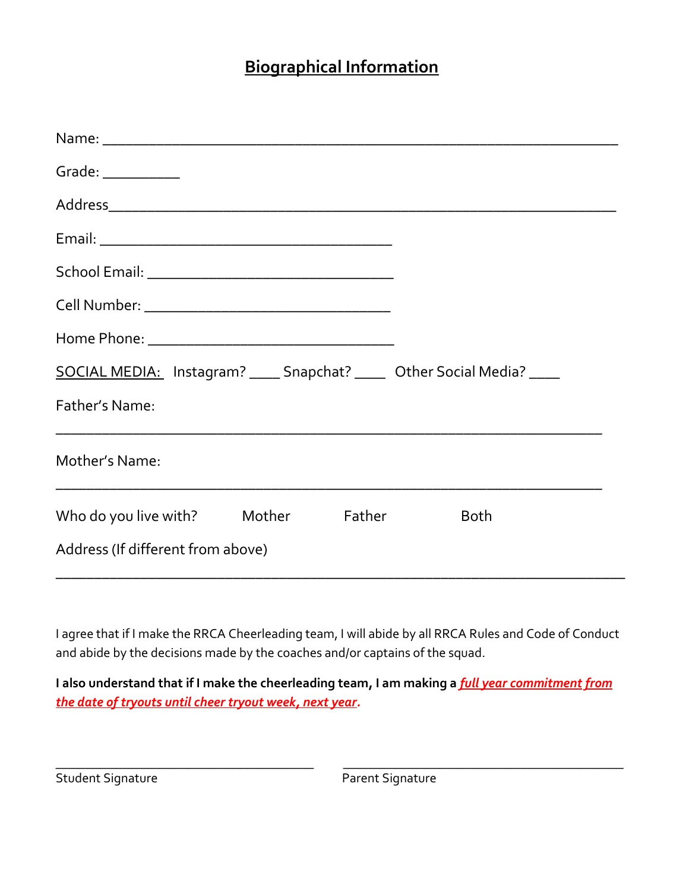## Biographical Information

Name: ___________________________________________________________

Grade: __________

Address___________________________________________________________

Email: ____________________________________

School Email: ______________________________

Cell Number: ______________________________

Home Phone: ______________________________

SOCIAL MEDIA: Instagram? ____ Snapchat? ____ Other Social Media? ____

Father's Name:

______________________________________________________________

Mother's Name:

______________________________________________________________

Who do you live with? Mother Father Both

Address (If different from above)

________________________________________________________________

I agree that if I make the RRCA Cheerleading team, I will abide by all RRCA Rules and Code of Conduct and abide by the decisions made by the coaches and/or captains of the squad.

**I also understand that if I make the cheerleading team, I am making a *full year commitment from the date of tryouts until cheer tryout week, next year*.**

________________________________ ________________________________

Student Signature Parent Signature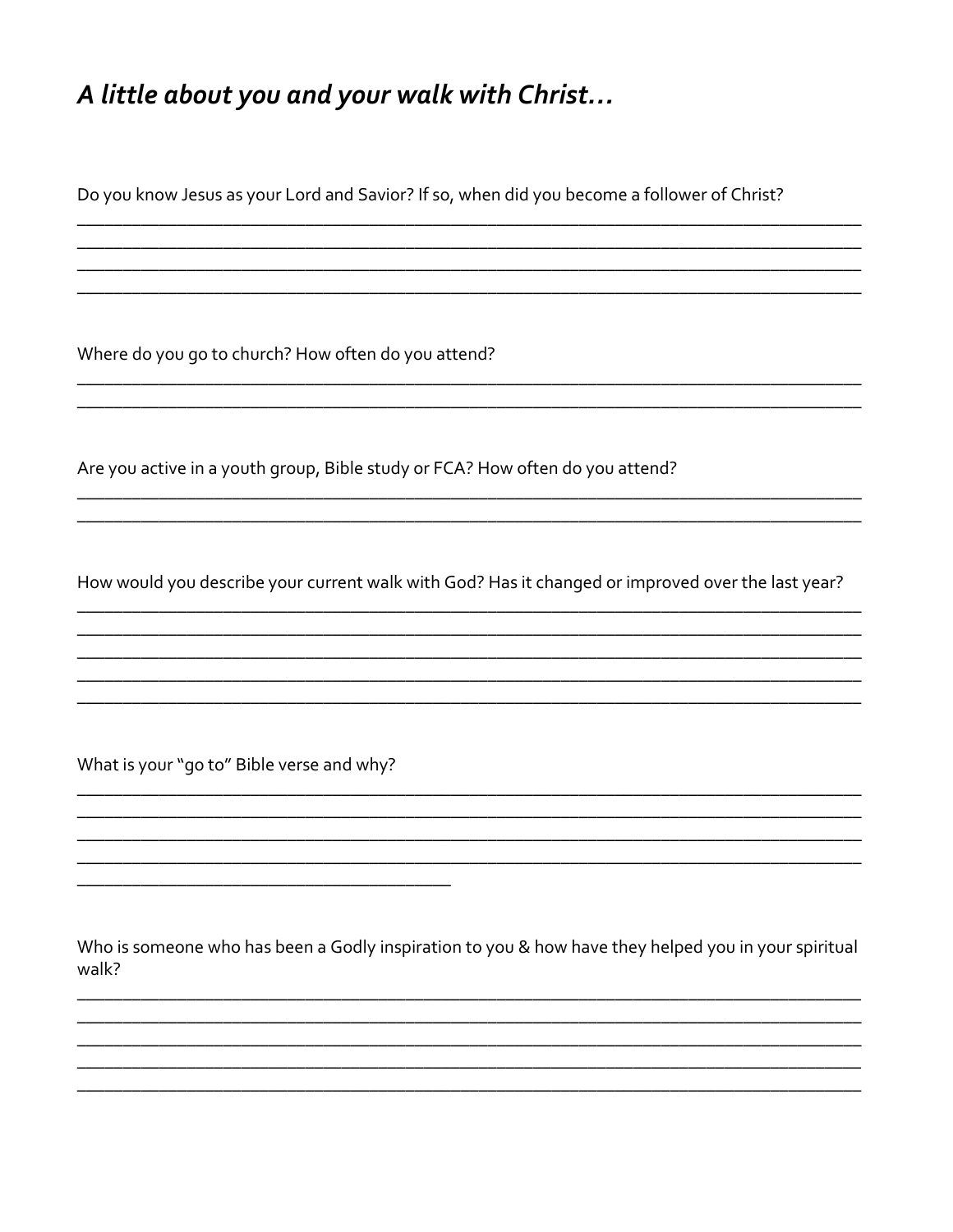## *A little about you and your walk with Christ…*

Do you know Jesus as your Lord and Savior? If so, when did you become a follower of Christ?

_______________________________________________________________________________________
_______________________________________________________________________________________
_______________________________________________________________________________________
_______________________________________________________________________________________

Where do you go to church? How often do you attend?

_______________________________________________________________________________________
_______________________________________________________________________________________

Are you active in a youth group, Bible study or FCA? How often do you attend?

_______________________________________________________________________________________
_______________________________________________________________________________________

How would you describe your current walk with God? Has it changed or improved over the last year?

_______________________________________________________________________________________
_______________________________________________________________________________________
_______________________________________________________________________________________
_______________________________________________________________________________________
_______________________________________________________________________________________

What is your "go to" Bible verse and why?

_______________________________________________________________________________________
_______________________________________________________________________________________
_______________________________________________________________________________________
_______________________________________________________________________________________
_________________________________________

Who is someone who has been a Godly inspiration to you & how have they helped you in your spiritual walk?

_______________________________________________________________________________________
_______________________________________________________________________________________
_______________________________________________________________________________________
_______________________________________________________________________________________
_______________________________________________________________________________________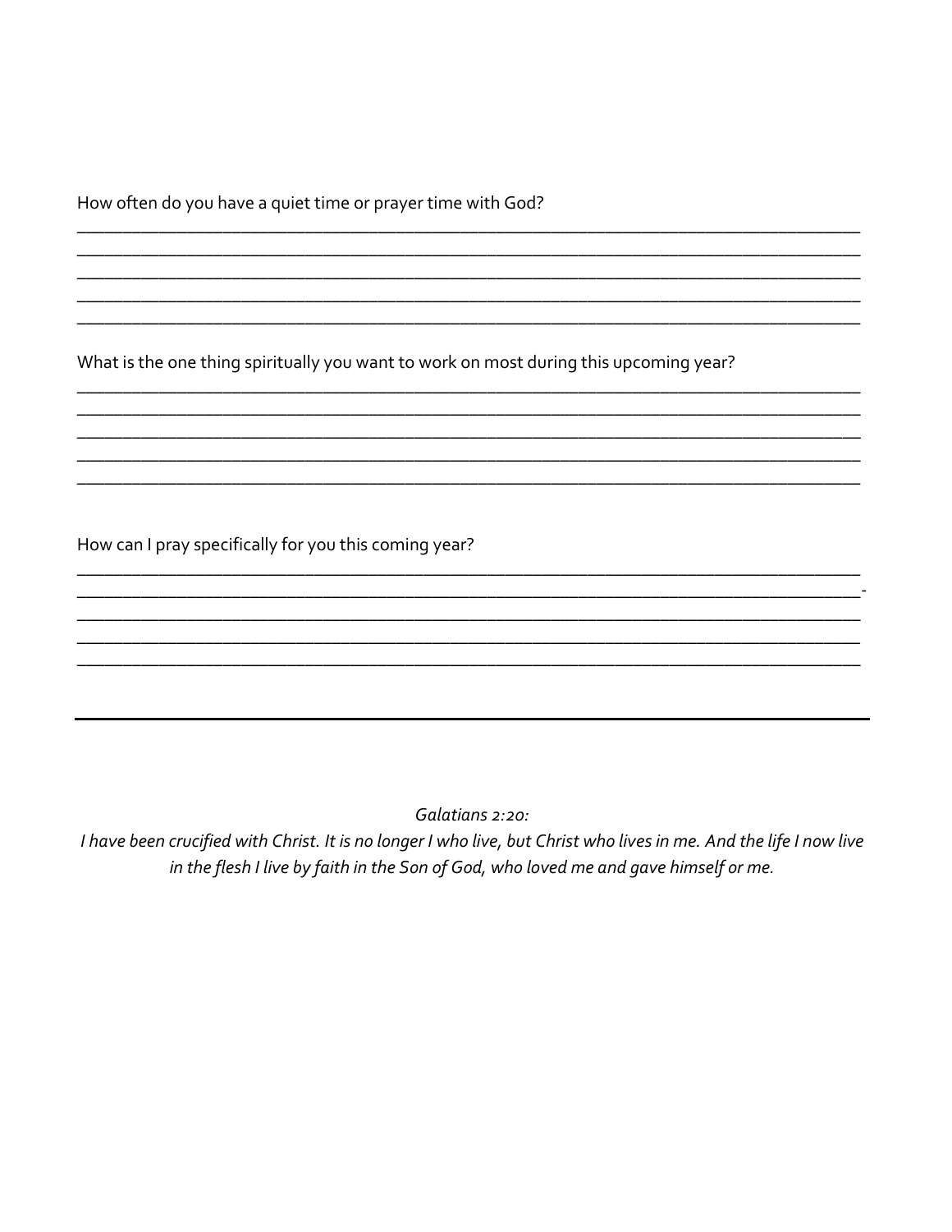How often do you have a quiet time or prayer time with God?

\_\_\_\_\_\_\_\_\_\_\_\_\_\_\_\_\_\_\_\_\_\_\_\_\_\_\_\_\_\_\_\_\_\_\_\_\_\_\_\_\_\_\_\_\_\_\_\_\_\_\_\_\_\_\_\_\_\_\_\_\_\_\_\_\_\_\_\_\_\_\_\_\_\_\_\_\_\_\_\_\_\_
\_\_\_\_\_\_\_\_\_\_\_\_\_\_\_\_\_\_\_\_\_\_\_\_\_\_\_\_\_\_\_\_\_\_\_\_\_\_\_\_\_\_\_\_\_\_\_\_\_\_\_\_\_\_\_\_\_\_\_\_\_\_\_\_\_\_\_\_\_\_\_\_\_\_\_\_\_\_\_\_\_\_
\_\_\_\_\_\_\_\_\_\_\_\_\_\_\_\_\_\_\_\_\_\_\_\_\_\_\_\_\_\_\_\_\_\_\_\_\_\_\_\_\_\_\_\_\_\_\_\_\_\_\_\_\_\_\_\_\_\_\_\_\_\_\_\_\_\_\_\_\_\_\_\_\_\_\_\_\_\_\_\_\_\_
\_\_\_\_\_\_\_\_\_\_\_\_\_\_\_\_\_\_\_\_\_\_\_\_\_\_\_\_\_\_\_\_\_\_\_\_\_\_\_\_\_\_\_\_\_\_\_\_\_\_\_\_\_\_\_\_\_\_\_\_\_\_\_\_\_\_\_\_\_\_\_\_\_\_\_\_\_\_\_\_\_\_
\_\_\_\_\_\_\_\_\_\_\_\_\_\_\_\_\_\_\_\_\_\_\_\_\_\_\_\_\_\_\_\_\_\_\_\_\_\_\_\_\_\_\_\_\_\_\_\_\_\_\_\_\_\_\_\_\_\_\_\_\_\_\_\_\_\_\_\_\_\_\_\_\_\_\_\_\_\_\_\_\_\_

What is the one thing spiritually you want to work on most during this upcoming year?

\_\_\_\_\_\_\_\_\_\_\_\_\_\_\_\_\_\_\_\_\_\_\_\_\_\_\_\_\_\_\_\_\_\_\_\_\_\_\_\_\_\_\_\_\_\_\_\_\_\_\_\_\_\_\_\_\_\_\_\_\_\_\_\_\_\_\_\_\_\_\_\_\_\_\_\_\_\_\_\_\_\_
\_\_\_\_\_\_\_\_\_\_\_\_\_\_\_\_\_\_\_\_\_\_\_\_\_\_\_\_\_\_\_\_\_\_\_\_\_\_\_\_\_\_\_\_\_\_\_\_\_\_\_\_\_\_\_\_\_\_\_\_\_\_\_\_\_\_\_\_\_\_\_\_\_\_\_\_\_\_\_\_\_\_
\_\_\_\_\_\_\_\_\_\_\_\_\_\_\_\_\_\_\_\_\_\_\_\_\_\_\_\_\_\_\_\_\_\_\_\_\_\_\_\_\_\_\_\_\_\_\_\_\_\_\_\_\_\_\_\_\_\_\_\_\_\_\_\_\_\_\_\_\_\_\_\_\_\_\_\_\_\_\_\_\_\_
\_\_\_\_\_\_\_\_\_\_\_\_\_\_\_\_\_\_\_\_\_\_\_\_\_\_\_\_\_\_\_\_\_\_\_\_\_\_\_\_\_\_\_\_\_\_\_\_\_\_\_\_\_\_\_\_\_\_\_\_\_\_\_\_\_\_\_\_\_\_\_\_\_\_\_\_\_\_\_\_\_\_
\_\_\_\_\_\_\_\_\_\_\_\_\_\_\_\_\_\_\_\_\_\_\_\_\_\_\_\_\_\_\_\_\_\_\_\_\_\_\_\_\_\_\_\_\_\_\_\_\_\_\_\_\_\_\_\_\_\_\_\_\_\_\_\_\_\_\_\_\_\_\_\_\_\_\_\_\_\_\_\_\_\_

How can I pray specifically for you this coming year?

\_\_\_\_\_\_\_\_\_\_\_\_\_\_\_\_\_\_\_\_\_\_\_\_\_\_\_\_\_\_\_\_\_\_\_\_\_\_\_\_\_\_\_\_\_\_\_\_\_\_\_\_\_\_\_\_\_\_\_\_\_\_\_\_\_\_\_\_\_\_\_\_\_\_\_\_\_\_\_\_\_\_
\_\_\_\_\_\_\_\_\_\_\_\_\_\_\_\_\_\_\_\_\_\_\_\_\_\_\_\_\_\_\_\_\_\_\_\_\_\_\_\_\_\_\_\_\_\_\_\_\_\_\_\_\_\_\_\_\_\_\_\_\_\_\_\_\_\_\_\_\_\_\_\_\_\_\_\_\_\_\_\_\_\_-
\_\_\_\_\_\_\_\_\_\_\_\_\_\_\_\_\_\_\_\_\_\_\_\_\_\_\_\_\_\_\_\_\_\_\_\_\_\_\_\_\_\_\_\_\_\_\_\_\_\_\_\_\_\_\_\_\_\_\_\_\_\_\_\_\_\_\_\_\_\_\_\_\_\_\_\_\_\_\_\_\_\_
\_\_\_\_\_\_\_\_\_\_\_\_\_\_\_\_\_\_\_\_\_\_\_\_\_\_\_\_\_\_\_\_\_\_\_\_\_\_\_\_\_\_\_\_\_\_\_\_\_\_\_\_\_\_\_\_\_\_\_\_\_\_\_\_\_\_\_\_\_\_\_\_\_\_\_\_\_\_\_\_\_\_
\_\_\_\_\_\_\_\_\_\_\_\_\_\_\_\_\_\_\_\_\_\_\_\_\_\_\_\_\_\_\_\_\_\_\_\_\_\_\_\_\_\_\_\_\_\_\_\_\_\_\_\_\_\_\_\_\_\_\_\_\_\_\_\_\_\_\_\_\_\_\_\_\_\_\_\_\_\_\_\_\_\_

---

*Galatians 2:20:*

*I have been crucified with Christ. It is no longer I who live, but Christ who lives in me. And the life I now live in the flesh I live by faith in the Son of God, who loved me and gave himself or me.*